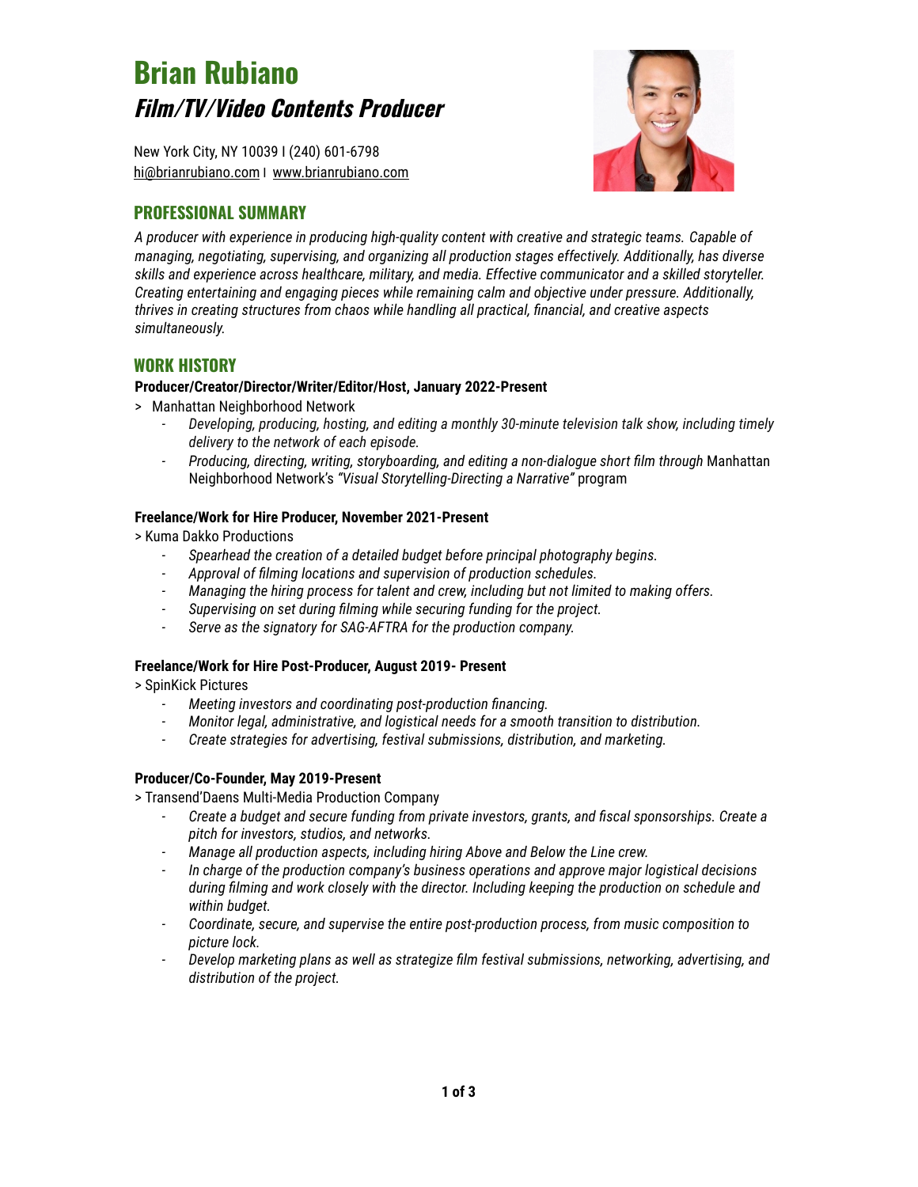# Brian Rubiano

## *Film/TV/Video Contents Producer*

New York City, NY 10039 I (240) 601-6798
hi@brianrubiano.com I www.brianrubiano.com

## PROFESSIONAL SUMMARY

*A producer with experience in producing high-quality content with creative and strategic teams. Capable of managing, negotiating, supervising, and organizing all production stages effectively. Additionally, has diverse skills and experience across healthcare, military, and media. Effective communicator and a skilled storyteller. Creating entertaining and engaging pieces while remaining calm and objective under pressure. Additionally, thrives in creating structures from chaos while handling all practical, financial, and creative aspects simultaneously.*

## WORK HISTORY

**Producer/Creator/Director/Writer/Editor/Host, January 2022-Present**

> Manhattan Neighborhood Network

- *Developing, producing, hosting, and editing a monthly 30-minute television talk show, including timely delivery to the network of each episode.*
- *Producing, directing, writing, storyboarding, and editing a non-dialogue short film through* Manhattan Neighborhood Network's *"Visual Storytelling-Directing a Narrative"* program

**Freelance/Work for Hire Producer, November 2021-Present**

> Kuma Dakko Productions

- *Spearhead the creation of a detailed budget before principal photography begins.*
- *Approval of filming locations and supervision of production schedules.*
- *Managing the hiring process for talent and crew, including but not limited to making offers.*
- *Supervising on set during filming while securing funding for the project.*
- *Serve as the signatory for SAG-AFTRA for the production company.*

**Freelance/Work for Hire Post-Producer, August 2019- Present**

> SpinKick Pictures

- *Meeting investors and coordinating post-production financing.*
- *Monitor legal, administrative, and logistical needs for a smooth transition to distribution.*
- *Create strategies for advertising, festival submissions, distribution, and marketing.*

**Producer/Co-Founder, May 2019-Present**

> Transend'Daens Multi-Media Production Company

- *Create a budget and secure funding from private investors, grants, and fiscal sponsorships. Create a pitch for investors, studios, and networks.*
- *Manage all production aspects, including hiring Above and Below the Line crew.*
- *In charge of the production company's business operations and approve major logistical decisions during filming and work closely with the director. Including keeping the production on schedule and within budget.*
- *Coordinate, secure, and supervise the entire post-production process, from music composition to picture lock.*
- *Develop marketing plans as well as strategize film festival submissions, networking, advertising, and distribution of the project.*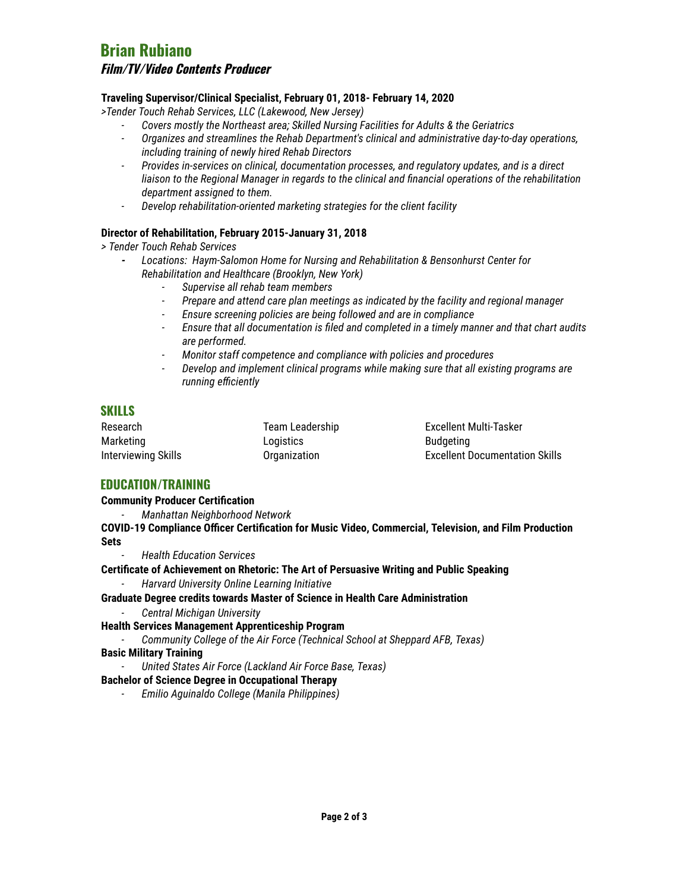# Brian Rubiano

## *Film/TV/Video Contents Producer*

**Traveling Supervisor/Clinical Specialist, February 01, 2018- February 14, 2020**

*>Tender Touch Rehab Services, LLC (Lakewood, New Jersey)*

- *Covers mostly the Northeast area; Skilled Nursing Facilities for Adults & the Geriatrics*
- *Organizes and streamlines the Rehab Department's clinical and administrative day-to-day operations, including training of newly hired Rehab Directors*
- *Provides in-services on clinical, documentation processes, and regulatory updates, and is a direct liaison to the Regional Manager in regards to the clinical and financial operations of the rehabilitation department assigned to them.*
- *Develop rehabilitation-oriented marketing strategies for the client facility*

**Director of Rehabilitation, February 2015-January 31, 2018**

*> Tender Touch Rehab Services*

- *Locations: Haym-Salomon Home for Nursing and Rehabilitation & Bensonhurst Center for Rehabilitation and Healthcare (Brooklyn, New York)*
  - *Supervise all rehab team members*
  - *Prepare and attend care plan meetings as indicated by the facility and regional manager*
  - *Ensure screening policies are being followed and are in compliance*
  - *Ensure that all documentation is filed and completed in a timely manner and that chart audits are performed.*
  - *Monitor staff competence and compliance with policies and procedures*
  - *Develop and implement clinical programs while making sure that all existing programs are running efficiently*

## SKILLS

| | | |
|---|---|---|
| Research | Team Leadership | Excellent Multi-Tasker |
| Marketing | Logistics | Budgeting |
| Interviewing Skills | Organization | Excellent Documentation Skills |

## EDUCATION/TRAINING

**Community Producer Certification**

- *Manhattan Neighborhood Network*

**COVID-19 Compliance Officer Certification for Music Video, Commercial, Television, and Film Production Sets**

- *Health Education Services*

**Certificate of Achievement on Rhetoric: The Art of Persuasive Writing and Public Speaking**

- *Harvard University Online Learning Initiative*

**Graduate Degree credits towards Master of Science in Health Care Administration**

- *Central Michigan University*

**Health Services Management Apprenticeship Program**

- *Community College of the Air Force (Technical School at Sheppard AFB, Texas)*

**Basic Military Training**

- *United States Air Force (Lackland Air Force Base, Texas)*

**Bachelor of Science Degree in Occupational Therapy**

- *Emilio Aguinaldo College (Manila Philippines)*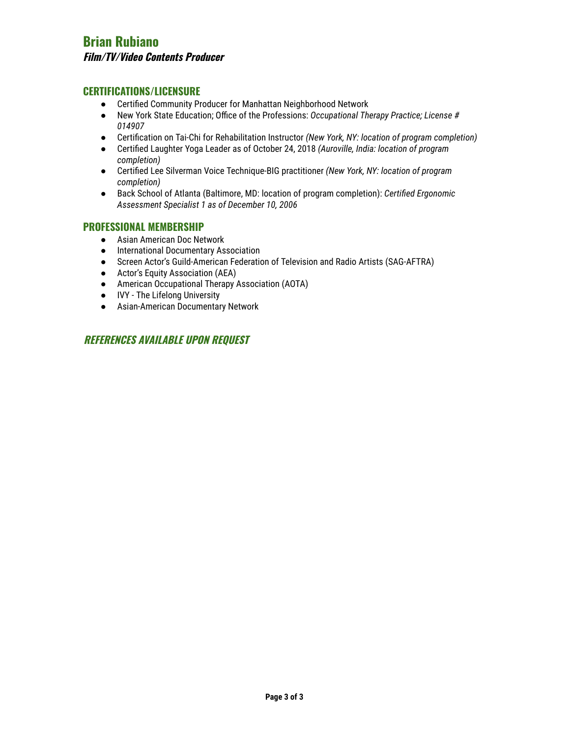# Brian Rubiano

***Film/TV/Video Contents Producer***

## CERTIFICATIONS/LICENSURE

- Certified Community Producer for Manhattan Neighborhood Network
- New York State Education; Office of the Professions: *Occupational Therapy Practice; License # 014907*
- Certification on Tai-Chi for Rehabilitation Instructor *(New York, NY: location of program completion)*
- Certified Laughter Yoga Leader as of October 24, 2018 *(Auroville, India: location of program completion)*
- Certified Lee Silverman Voice Technique-BIG practitioner *(New York, NY: location of program completion)*
- Back School of Atlanta (Baltimore, MD: location of program completion): *Certified Ergonomic Assessment Specialist 1 as of December 10, 2006*

## PROFESSIONAL MEMBERSHIP

- Asian American Doc Network
- International Documentary Association
- Screen Actor's Guild-American Federation of Television and Radio Artists (SAG-AFTRA)
- Actor's Equity Association (AEA)
- American Occupational Therapy Association (AOTA)
- IVY - The Lifelong University
- Asian-American Documentary Network

***REFERENCES AVAILABLE UPON REQUEST***